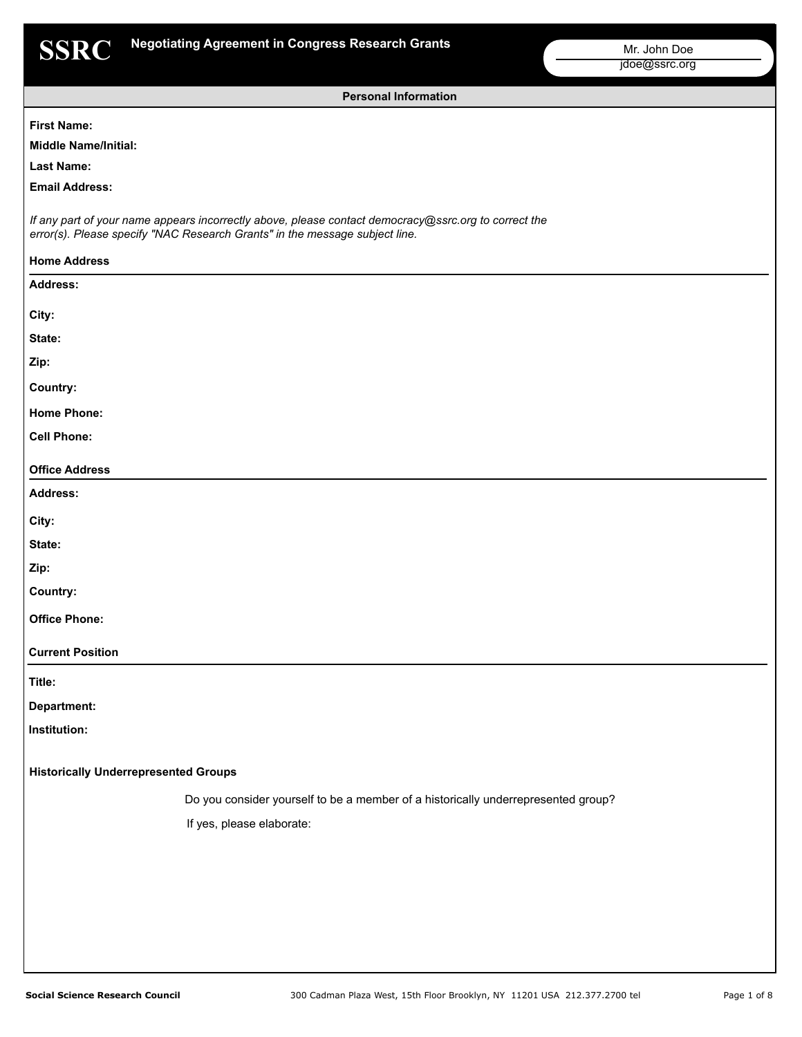**SSRC** **Negotiating Agreement in Congress Research Grants**

Mr. John Doe
jdoe@ssrc.org

## Personal Information

**First Name:**

**Middle Name/Initial:**

**Last Name:**

**Email Address:**

*If any part of your name appears incorrectly above, please contact democracy@ssrc.org to correct the error(s). Please specify "NAC Research Grants" in the message subject line.*

### Home Address

**Address:**

**City:**

**State:**

**Zip:**

**Country:**

**Home Phone:**

**Cell Phone:**

### Office Address

**Address:**

**City:**

**State:**

**Zip:**

**Country:**

**Office Phone:**

### Current Position

**Title:**

**Department:**

**Institution:**

### Historically Underrepresented Groups

Do you consider yourself to be a member of a historically underrepresented group?

If yes, please elaborate:

**Social Science Research Council** 300 Cadman Plaza West, 15th Floor Brooklyn, NY 11201 USA 212.377.2700 tel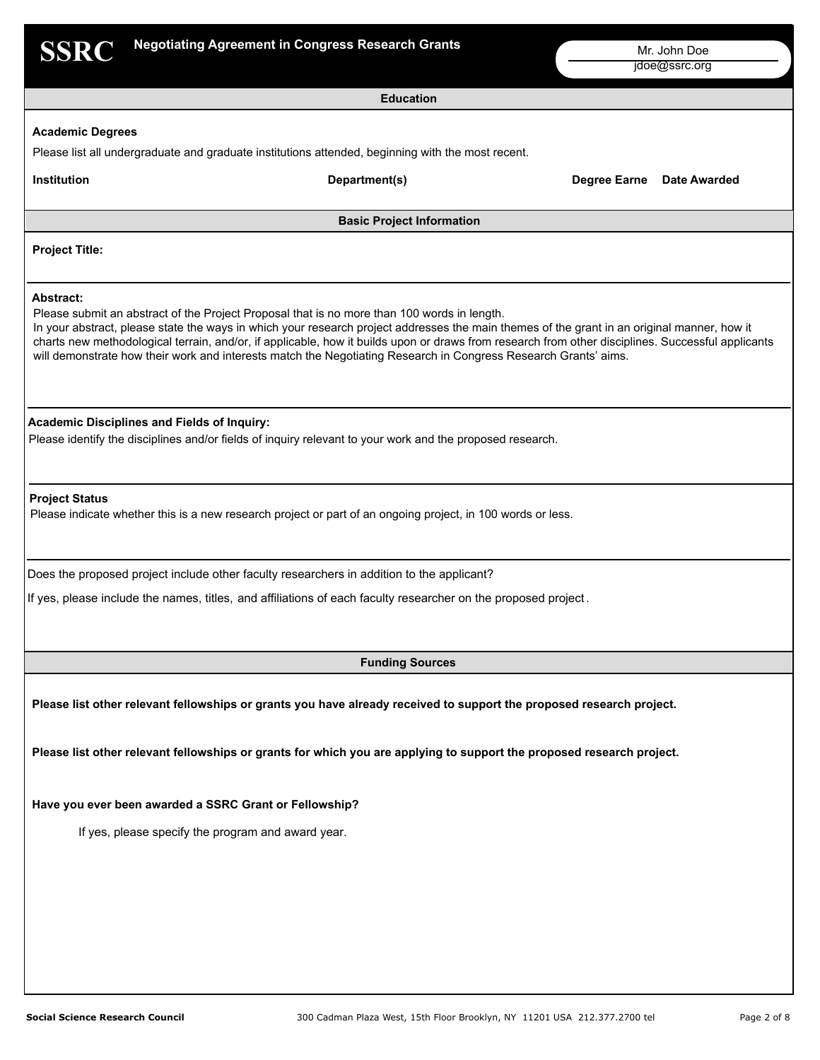**SSRC** **Negotiating Agreement in Congress Research Grants**

Mr. John Doe
jdoe@ssrc.org

## Education

### Academic Degrees

Please list all undergraduate and graduate institutions attended, beginning with the most recent.

| Institution | Department(s) | Degree Earne | Date Awarded |
| --- | --- | --- | --- |

## Basic Project Information

**Project Title:**

**Abstract:**

Please submit an abstract of the Project Proposal that is no more than 100 words in length.
In your abstract, please state the ways in which your research project addresses the main themes of the grant in an original manner, how it charts new methodological terrain, and/or, if applicable, how it builds upon or draws from research from other disciplines. Successful applicants will demonstrate how their work and interests match the Negotiating Research in Congress Research Grants' aims.

**Academic Disciplines and Fields of Inquiry:**

Please identify the disciplines and/or fields of inquiry relevant to your work and the proposed research.

**Project Status**

Please indicate whether this is a new research project or part of an ongoing project, in 100 words or less.

Does the proposed project include other faculty researchers in addition to the applicant?

If yes, please include the names, titles, and affiliations of each faculty researcher on the proposed project.

## Funding Sources

**Please list other relevant fellowships or grants you have already received to support the proposed research project.**

**Please list other relevant fellowships or grants for which you are applying to support the proposed research project.**

**Have you ever been awarded a SSRC Grant or Fellowship?**

If yes, please specify the program and award year.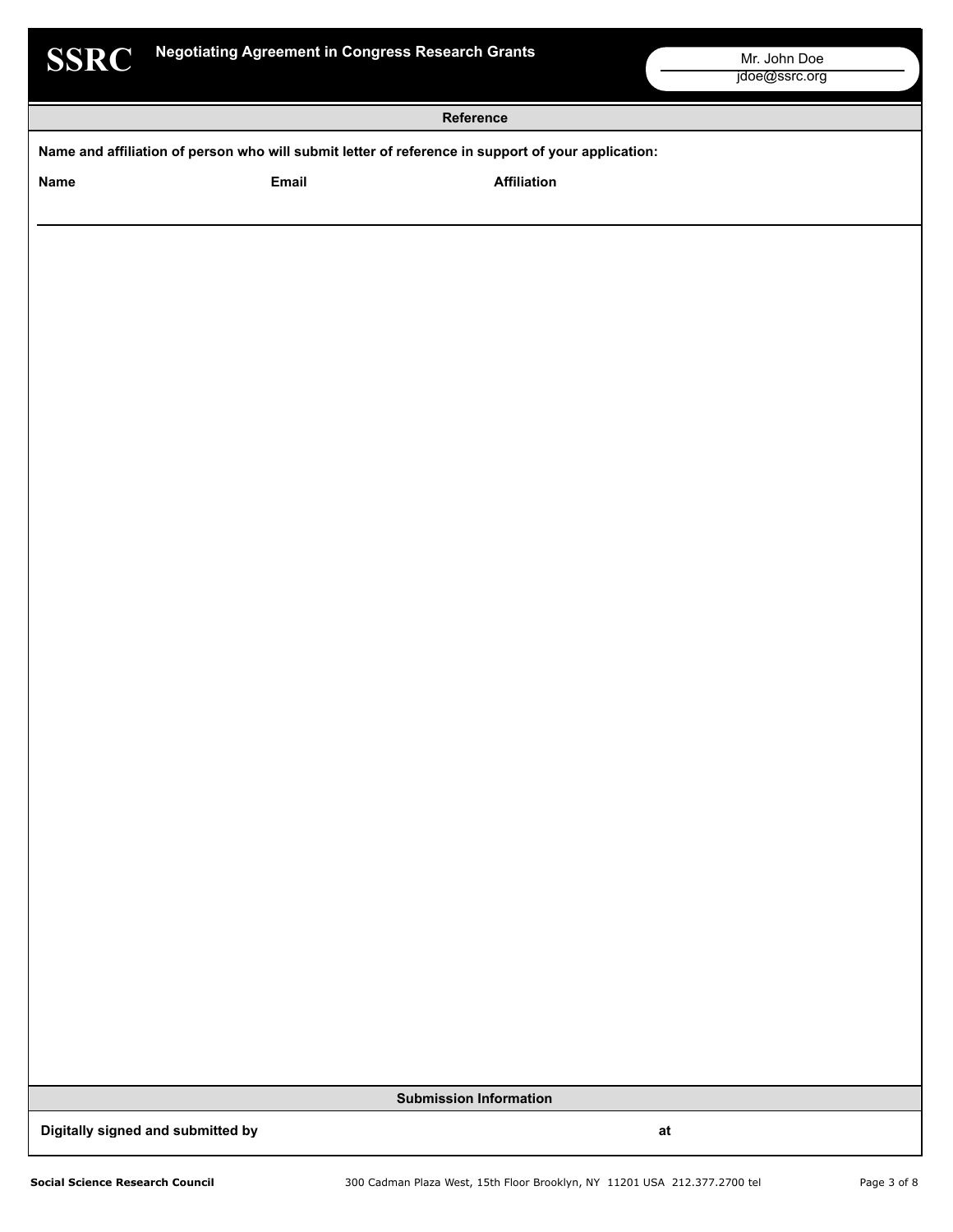## Reference

**Name and affiliation of person who will submit letter of reference in support of your application:**

| Name | Email | Affiliation |
|---|---|---|
| | | |

## Submission Information

**Digitally signed and submitted by** **at**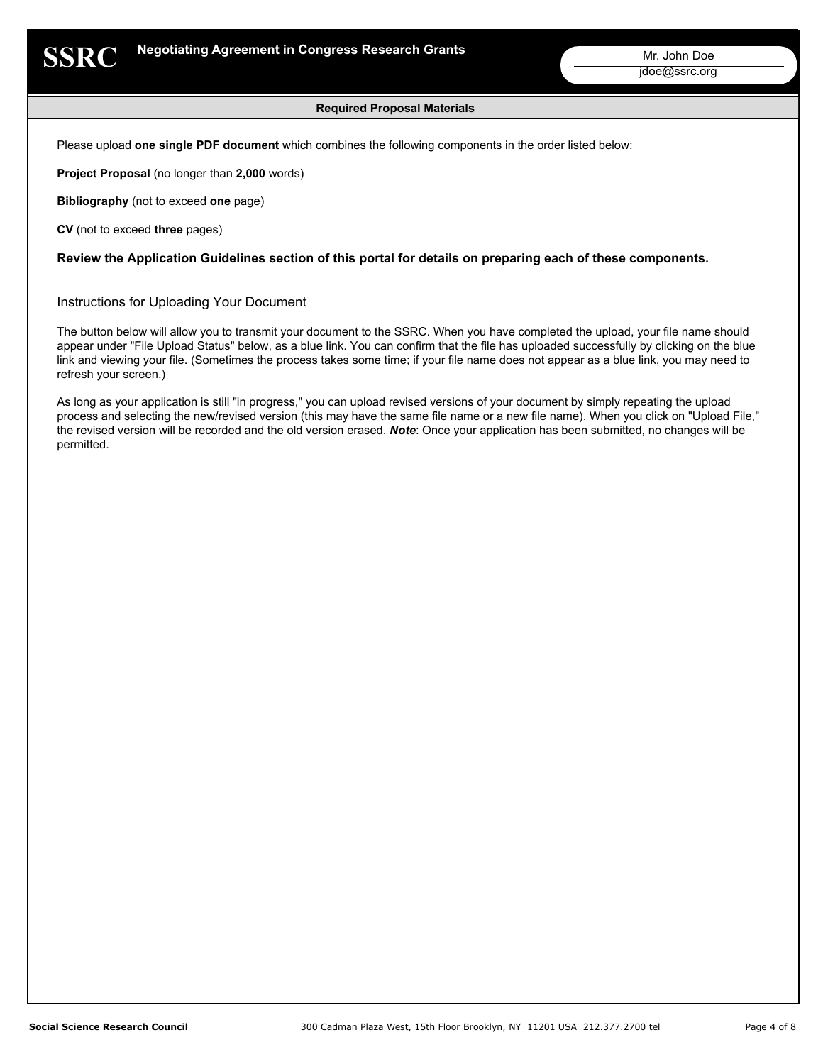**SSRC** **Negotiating Agreement in Congress Research Grants**

Mr. John Doe
jdoe@ssrc.org

## Required Proposal Materials

Please upload **one single PDF document** which combines the following components in the order listed below:

**Project Proposal** (no longer than **2,000** words)

**Bibliography** (not to exceed **one** page)

**CV** (not to exceed **three** pages)

**Review the Application Guidelines section of this portal for details on preparing each of these components.**

### Instructions for Uploading Your Document

The button below will allow you to transmit your document to the SSRC. When you have completed the upload, your file name should appear under "File Upload Status" below, as a blue link. You can confirm that the file has uploaded successfully by clicking on the blue link and viewing your file. (Sometimes the process takes some time; if your file name does not appear as a blue link, you may need to refresh your screen.)

As long as your application is still "in progress," you can upload revised versions of your document by simply repeating the upload process and selecting the new/revised version (this may have the same file name or a new file name). When you click on "Upload File," the revised version will be recorded and the old version erased. ***Note***: Once your application has been submitted, no changes will be permitted.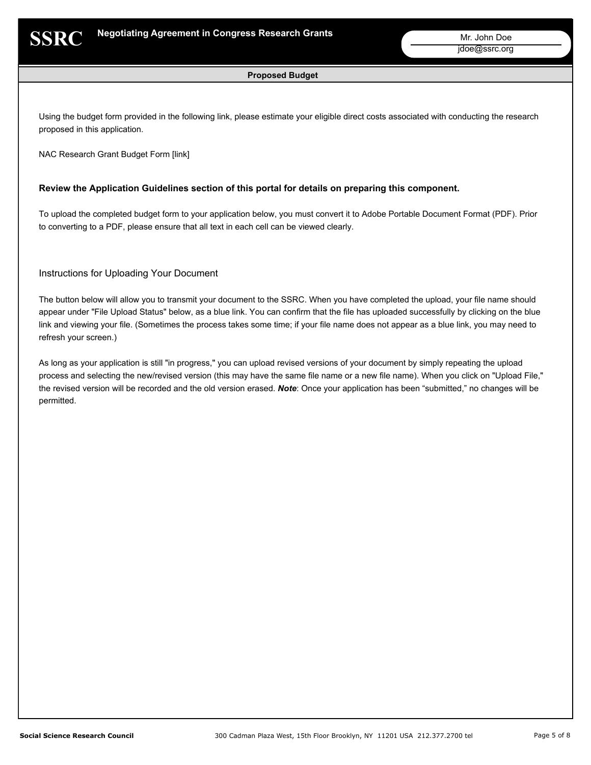## Proposed Budget

Using the budget form provided in the following link, please estimate your eligible direct costs associated with conducting the research proposed in this application.

NAC Research Grant Budget Form [link]

**Review the Application Guidelines section of this portal for details on preparing this component.**

To upload the completed budget form to your application below, you must convert it to Adobe Portable Document Format (PDF). Prior to converting to a PDF, please ensure that all text in each cell can be viewed clearly.

### Instructions for Uploading Your Document

The button below will allow you to transmit your document to the SSRC. When you have completed the upload, your file name should appear under "File Upload Status" below, as a blue link. You can confirm that the file has uploaded successfully by clicking on the blue link and viewing your file. (Sometimes the process takes some time; if your file name does not appear as a blue link, you may need to refresh your screen.)

As long as your application is still "in progress," you can upload revised versions of your document by simply repeating the upload process and selecting the new/revised version (this may have the same file name or a new file name). When you click on "Upload File," the revised version will be recorded and the old version erased. ***Note***: Once your application has been “submitted,” no changes will be permitted.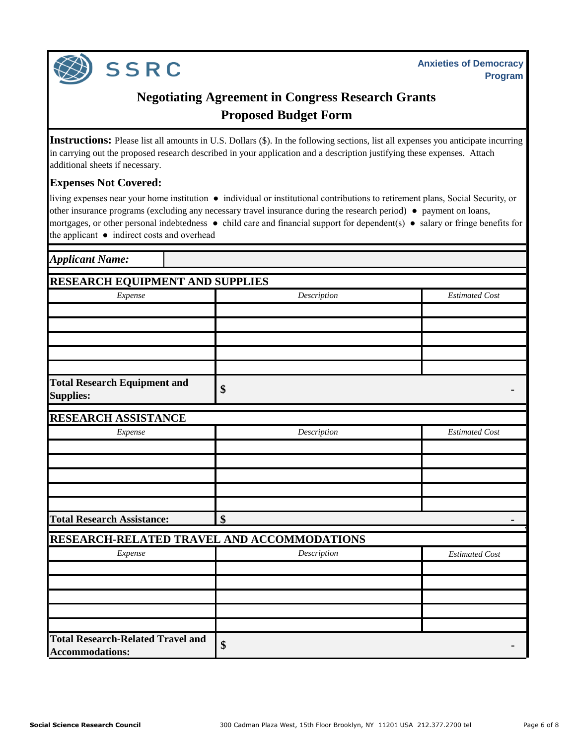SSRC

**Anxieties of Democracy Program**

# Negotiating Agreement in Congress Research Grants
## Proposed Budget Form

**Instructions:** Please list all amounts in U.S. Dollars ($). In the following sections, list all expenses you anticipate incurring in carrying out the proposed research described in your application and a description justifying these expenses. Attach additional sheets if necessary.

### Expenses Not Covered:

living expenses near your home institution ● individual or institutional contributions to retirement plans, Social Security, or other insurance programs (excluding any necessary travel insurance during the research period) ● payment on loans, mortgages, or other personal indebtedness ● child care and financial support for dependent(s) ● salary or fringe benefits for the applicant ● indirect costs and overhead

| *Applicant Name:* | |
|---|---|

### RESEARCH EQUIPMENT AND SUPPLIES

| *Expense* | *Description* | *Estimated Cost* |
|---|---|---|
| | | |
| | | |
| | | |
| | | |
| | | |
| **Total Research Equipment and Supplies:** | **$** | **-** |

### RESEARCH ASSISTANCE

| *Expense* | *Description* | *Estimated Cost* |
|---|---|---|
| | | |
| | | |
| | | |
| | | |
| | | |
| **Total Research Assistance:** | **$** | **-** |

### RESEARCH-RELATED TRAVEL AND ACCOMMODATIONS

| *Expense* | *Description* | *Estimated Cost* |
|---|---|---|
| | | |
| | | |
| | | |
| | | |
| | | |
| **Total Research-Related Travel and Accommodations:** | **$** | **-** |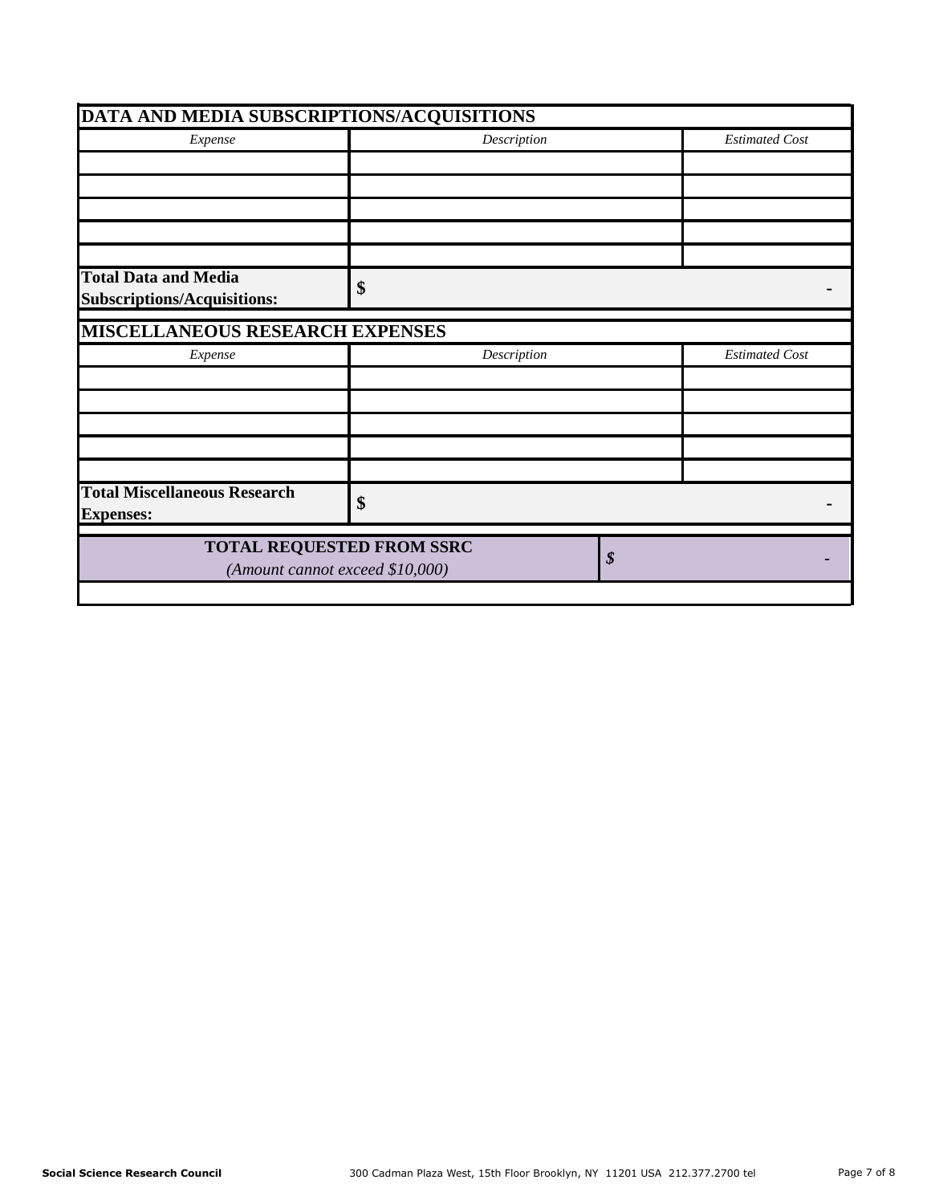## DATA AND MEDIA SUBSCRIPTIONS/ACQUISITIONS

| *Expense* | *Description* | *Estimated Cost* |
| --- | --- | --- |
| | | |
| | | |
| | | |
| | | |
| | | |
| **Total Data and Media Subscriptions/Acquisitions:** | **$** | **-** |

## MISCELLANEOUS RESEARCH EXPENSES

| *Expense* | *Description* | *Estimated Cost* |
| --- | --- | --- |
| | | |
| | | |
| | | |
| | | |
| | | |
| **Total Miscellaneous Research Expenses:** | **$** | **-** |

| **TOTAL REQUESTED FROM SSRC** *(Amount cannot exceed $10,000)* | ***$*** | **-** |
| --- | --- | --- |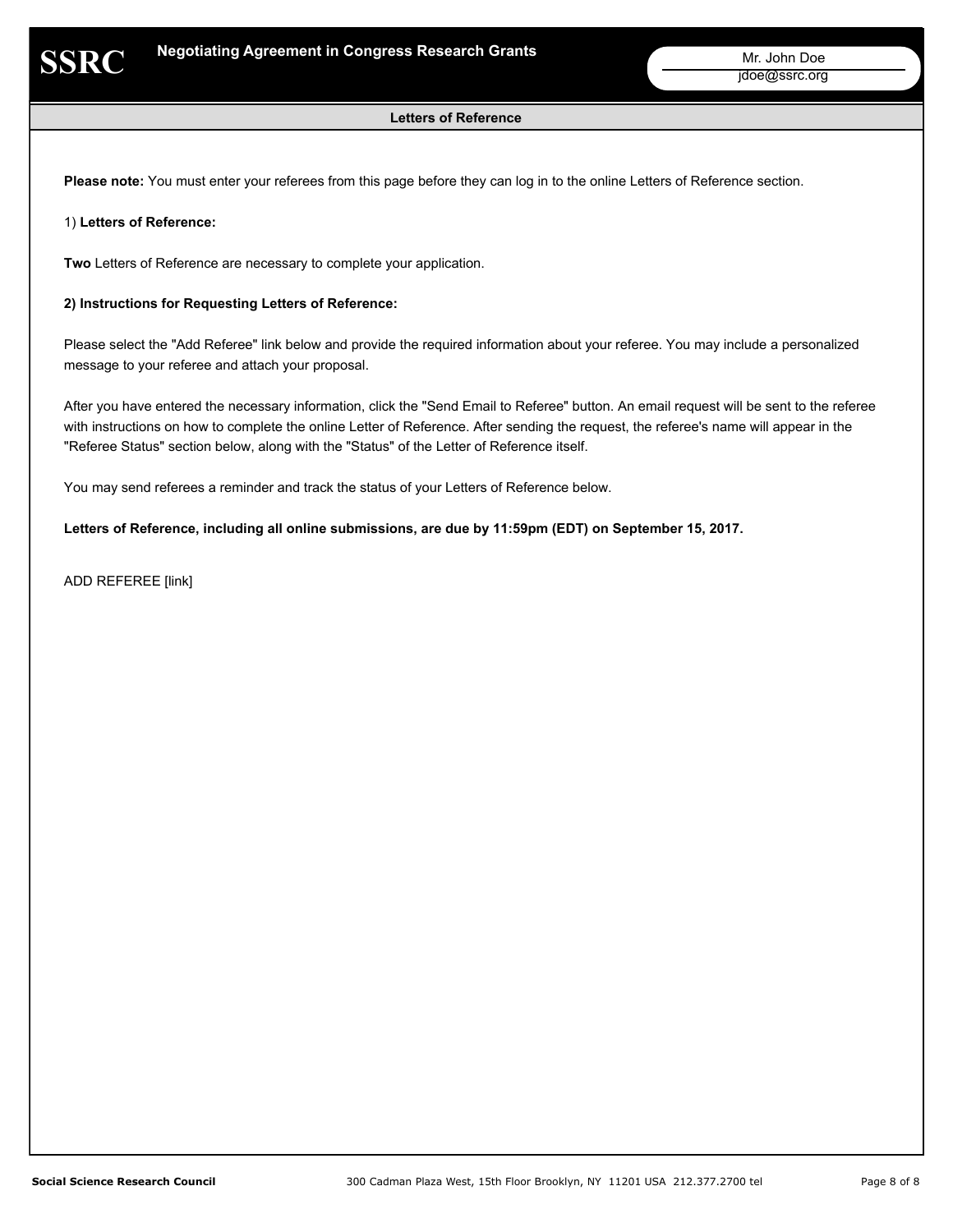SSRC

**Negotiating Agreement in Congress Research Grants**

Mr. John Doe
jdoe@ssrc.org

## Letters of Reference

**Please note:** You must enter your referees from this page before they can log in to the online Letters of Reference section.

1) **Letters of Reference:**

**Two** Letters of Reference are necessary to complete your application.

**2) Instructions for Requesting Letters of Reference:**

Please select the "Add Referee" link below and provide the required information about your referee. You may include a personalized message to your referee and attach your proposal.

After you have entered the necessary information, click the "Send Email to Referee" button. An email request will be sent to the referee with instructions on how to complete the online Letter of Reference. After sending the request, the referee's name will appear in the "Referee Status" section below, along with the "Status" of the Letter of Reference itself.

You may send referees a reminder and track the status of your Letters of Reference below.

**Letters of Reference, including all online submissions, are due by 11:59pm (EDT) on September 15, 2017.**

ADD REFEREE [link]

**Social Science Research Council** 300 Cadman Plaza West, 15th Floor Brooklyn, NY 11201 USA 212.377.2700 tel